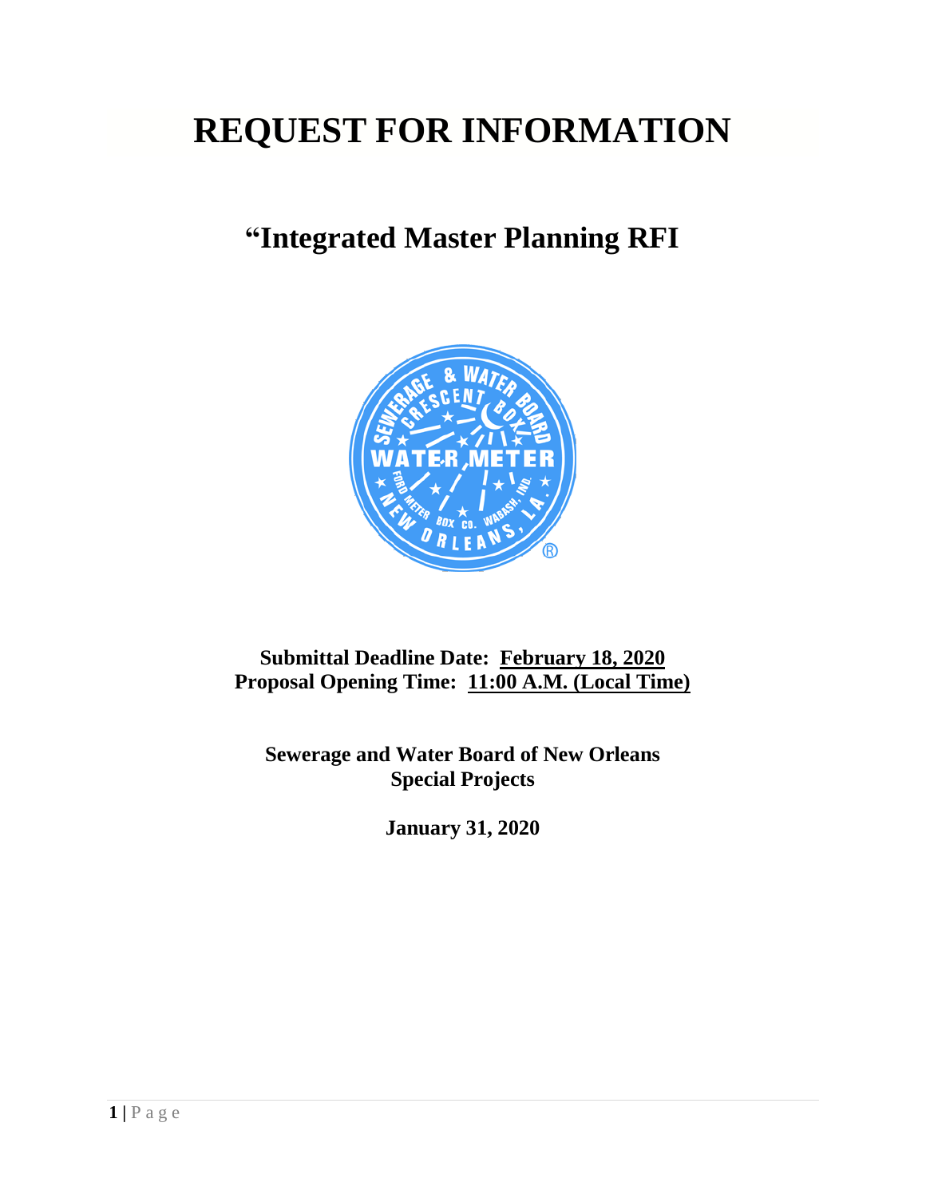# REQUEST FOR INFORMATION

## “Integrated Master Planning RFI

**Submittal Deadline Date: February 18, 2020**
**Proposal Opening Time: 11:00 A.M. (Local Time)**

**Sewerage and Water Board of New Orleans**
**Special Projects**

**January 31, 2020**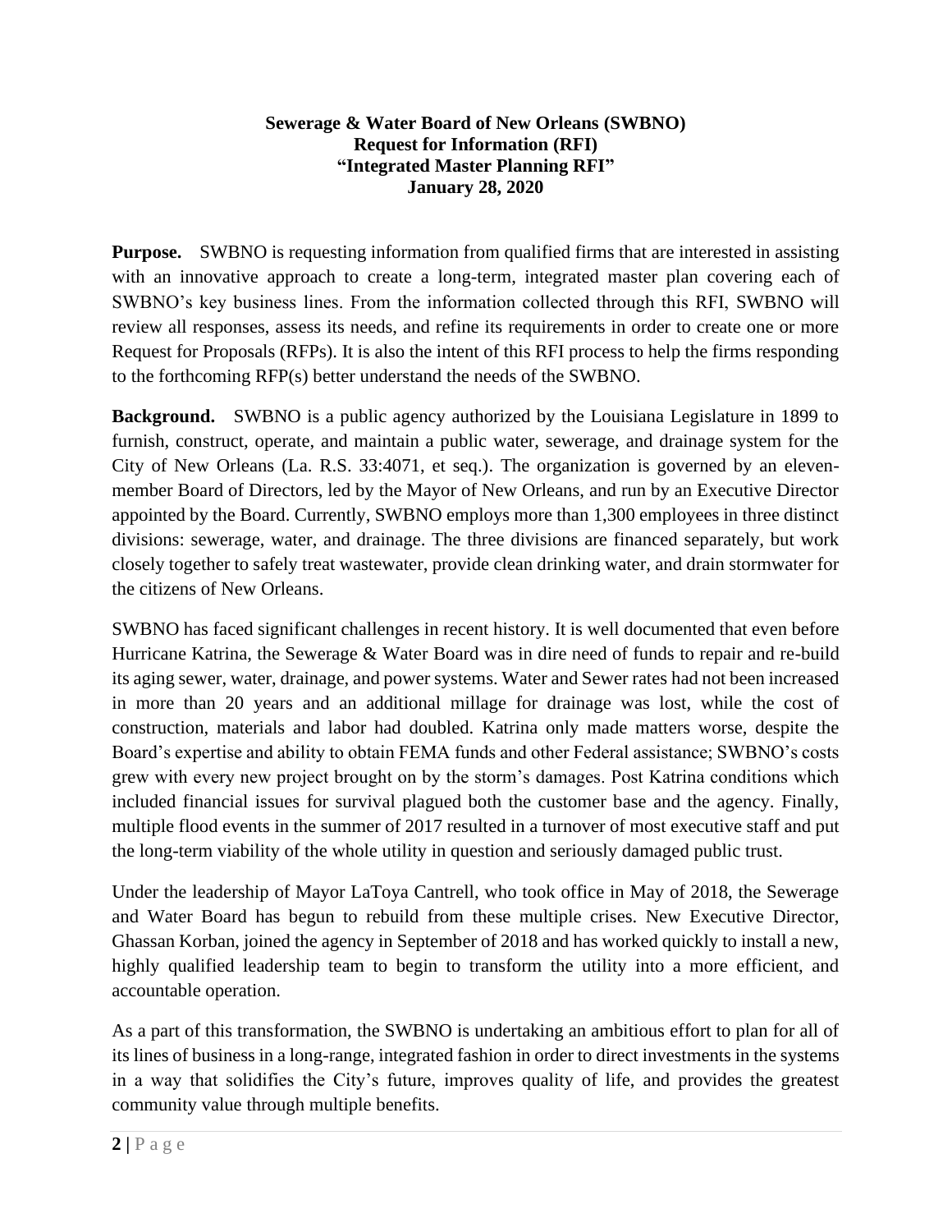**Sewerage & Water Board of New Orleans (SWBNO)**
**Request for Information (RFI)**
**"Integrated Master Planning RFI"**
**January 28, 2020**

**Purpose.** SWBNO is requesting information from qualified firms that are interested in assisting with an innovative approach to create a long-term, integrated master plan covering each of SWBNO's key business lines. From the information collected through this RFI, SWBNO will review all responses, assess its needs, and refine its requirements in order to create one or more Request for Proposals (RFPs). It is also the intent of this RFI process to help the firms responding to the forthcoming RFP(s) better understand the needs of the SWBNO.

**Background.** SWBNO is a public agency authorized by the Louisiana Legislature in 1899 to furnish, construct, operate, and maintain a public water, sewerage, and drainage system for the City of New Orleans (La. R.S. 33:4071, et seq.). The organization is governed by an eleven-member Board of Directors, led by the Mayor of New Orleans, and run by an Executive Director appointed by the Board. Currently, SWBNO employs more than 1,300 employees in three distinct divisions: sewerage, water, and drainage. The three divisions are financed separately, but work closely together to safely treat wastewater, provide clean drinking water, and drain stormwater for the citizens of New Orleans.

SWBNO has faced significant challenges in recent history. It is well documented that even before Hurricane Katrina, the Sewerage & Water Board was in dire need of funds to repair and re-build its aging sewer, water, drainage, and power systems. Water and Sewer rates had not been increased in more than 20 years and an additional millage for drainage was lost, while the cost of construction, materials and labor had doubled. Katrina only made matters worse, despite the Board's expertise and ability to obtain FEMA funds and other Federal assistance; SWBNO's costs grew with every new project brought on by the storm's damages. Post Katrina conditions which included financial issues for survival plagued both the customer base and the agency. Finally, multiple flood events in the summer of 2017 resulted in a turnover of most executive staff and put the long-term viability of the whole utility in question and seriously damaged public trust.

Under the leadership of Mayor LaToya Cantrell, who took office in May of 2018, the Sewerage and Water Board has begun to rebuild from these multiple crises. New Executive Director, Ghassan Korban, joined the agency in September of 2018 and has worked quickly to install a new, highly qualified leadership team to begin to transform the utility into a more efficient, and accountable operation.

As a part of this transformation, the SWBNO is undertaking an ambitious effort to plan for all of its lines of business in a long-range, integrated fashion in order to direct investments in the systems in a way that solidifies the City's future, improves quality of life, and provides the greatest community value through multiple benefits.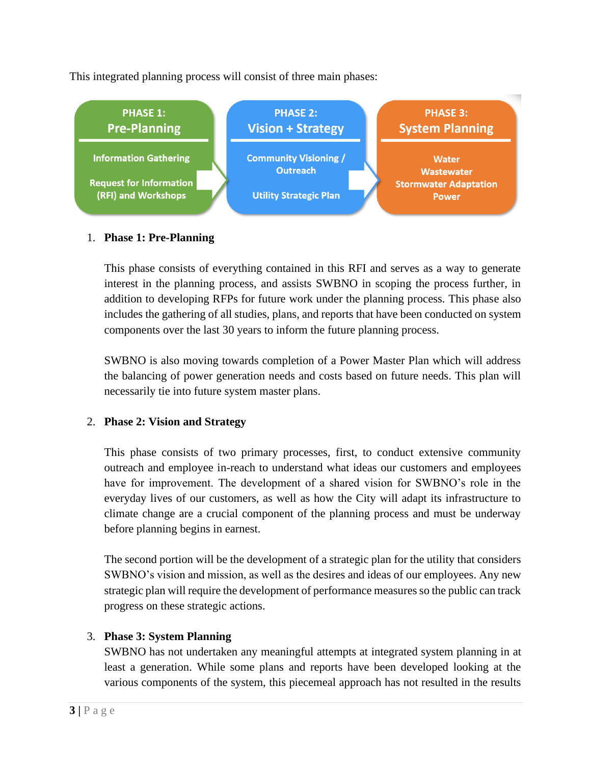This integrated planning process will consist of three main phases:

| PHASE 1: Pre-Planning | PHASE 2: Vision + Strategy | PHASE 3: System Planning |
|---|---|---|
| Information Gathering | Community Visioning / Outreach | Water |
| Request for Information (RFI) and Workshops | Utility Strategic Plan | Wastewater |
| | | Stormwater Adaptation |
| | | Power |

1. **Phase 1: Pre-Planning**

   This phase consists of everything contained in this RFI and serves as a way to generate interest in the planning process, and assists SWBNO in scoping the process further, in addition to developing RFPs for future work under the planning process. This phase also includes the gathering of all studies, plans, and reports that have been conducted on system components over the last 30 years to inform the future planning process.

   SWBNO is also moving towards completion of a Power Master Plan which will address the balancing of power generation needs and costs based on future needs. This plan will necessarily tie into future system master plans.

2. **Phase 2: Vision and Strategy**

   This phase consists of two primary processes, first, to conduct extensive community outreach and employee in-reach to understand what ideas our customers and employees have for improvement. The development of a shared vision for SWBNO's role in the everyday lives of our customers, as well as how the City will adapt its infrastructure to climate change are a crucial component of the planning process and must be underway before planning begins in earnest.

   The second portion will be the development of a strategic plan for the utility that considers SWBNO's vision and mission, as well as the desires and ideas of our employees. Any new strategic plan will require the development of performance measures so the public can track progress on these strategic actions.

3. **Phase 3: System Planning**

   SWBNO has not undertaken any meaningful attempts at integrated system planning in at least a generation. While some plans and reports have been developed looking at the various components of the system, this piecemeal approach has not resulted in the results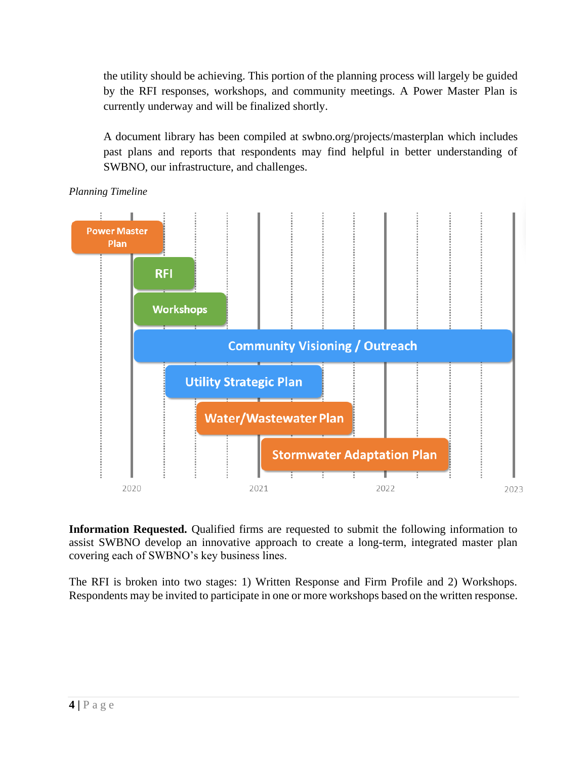the utility should be achieving. This portion of the planning process will largely be guided by the RFI responses, workshops, and community meetings. A Power Master Plan is currently underway and will be finalized shortly.

A document library has been compiled at swbno.org/projects/masterplan which includes past plans and reports that respondents may find helpful in better understanding of SWBNO, our infrastructure, and challenges.

*Planning Timeline*

**Information Requested.** Qualified firms are requested to submit the following information to assist SWBNO develop an innovative approach to create a long-term, integrated master plan covering each of SWBNO's key business lines.

The RFI is broken into two stages: 1) Written Response and Firm Profile and 2) Workshops. Respondents may be invited to participate in one or more workshops based on the written response.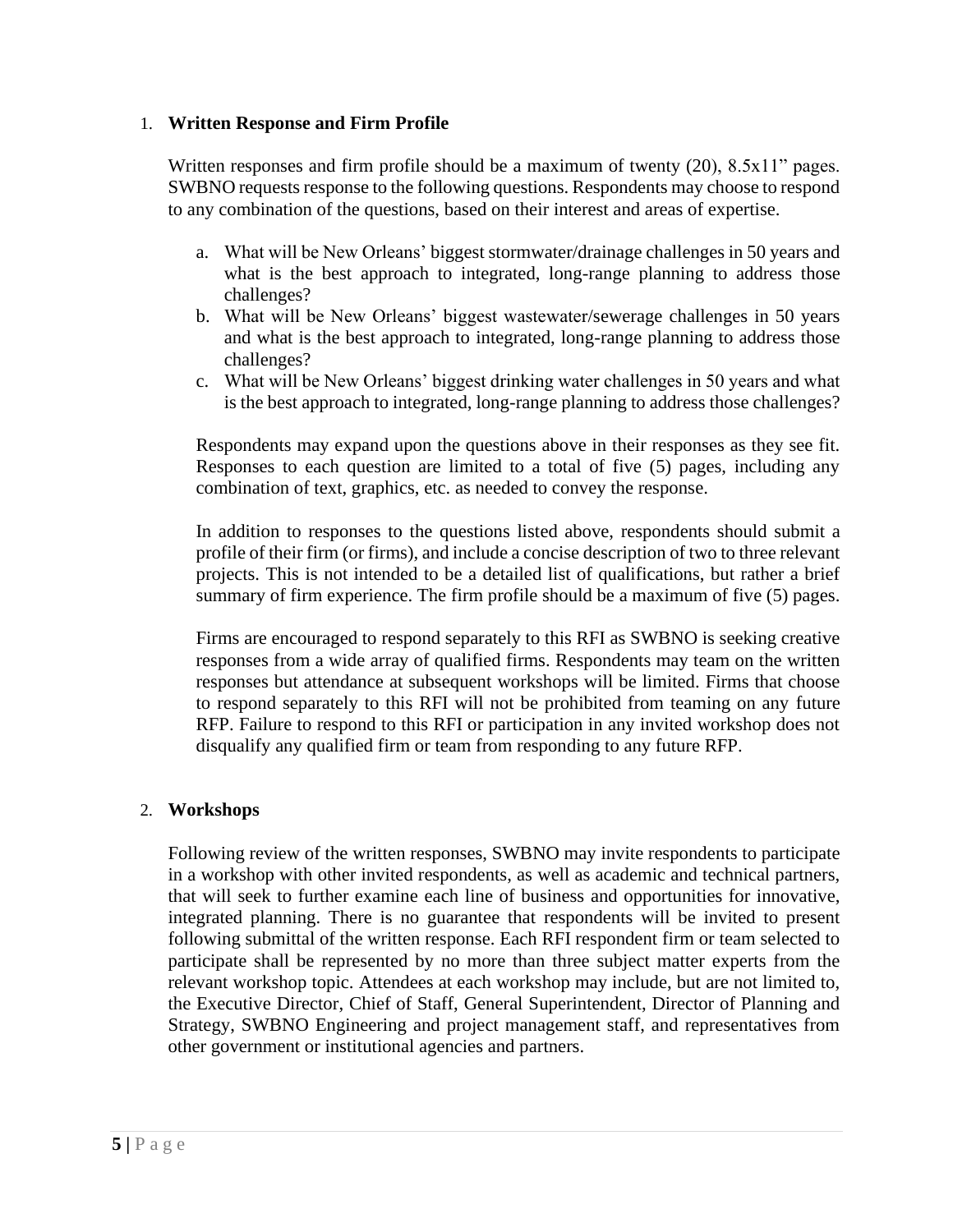1. **Written Response and Firm Profile**

   Written responses and firm profile should be a maximum of twenty (20), 8.5x11" pages. SWBNO requests response to the following questions. Respondents may choose to respond to any combination of the questions, based on their interest and areas of expertise.

   a. What will be New Orleans' biggest stormwater/drainage challenges in 50 years and what is the best approach to integrated, long-range planning to address those challenges?
   b. What will be New Orleans' biggest wastewater/sewerage challenges in 50 years and what is the best approach to integrated, long-range planning to address those challenges?
   c. What will be New Orleans' biggest drinking water challenges in 50 years and what is the best approach to integrated, long-range planning to address those challenges?

   Respondents may expand upon the questions above in their responses as they see fit. Responses to each question are limited to a total of five (5) pages, including any combination of text, graphics, etc. as needed to convey the response.

   In addition to responses to the questions listed above, respondents should submit a profile of their firm (or firms), and include a concise description of two to three relevant projects. This is not intended to be a detailed list of qualifications, but rather a brief summary of firm experience. The firm profile should be a maximum of five (5) pages.

   Firms are encouraged to respond separately to this RFI as SWBNO is seeking creative responses from a wide array of qualified firms. Respondents may team on the written responses but attendance at subsequent workshops will be limited. Firms that choose to respond separately to this RFI will not be prohibited from teaming on any future RFP. Failure to respond to this RFI or participation in any invited workshop does not disqualify any qualified firm or team from responding to any future RFP.

2. **Workshops**

   Following review of the written responses, SWBNO may invite respondents to participate in a workshop with other invited respondents, as well as academic and technical partners, that will seek to further examine each line of business and opportunities for innovative, integrated planning. There is no guarantee that respondents will be invited to present following submittal of the written response. Each RFI respondent firm or team selected to participate shall be represented by no more than three subject matter experts from the relevant workshop topic. Attendees at each workshop may include, but are not limited to, the Executive Director, Chief of Staff, General Superintendent, Director of Planning and Strategy, SWBNO Engineering and project management staff, and representatives from other government or institutional agencies and partners.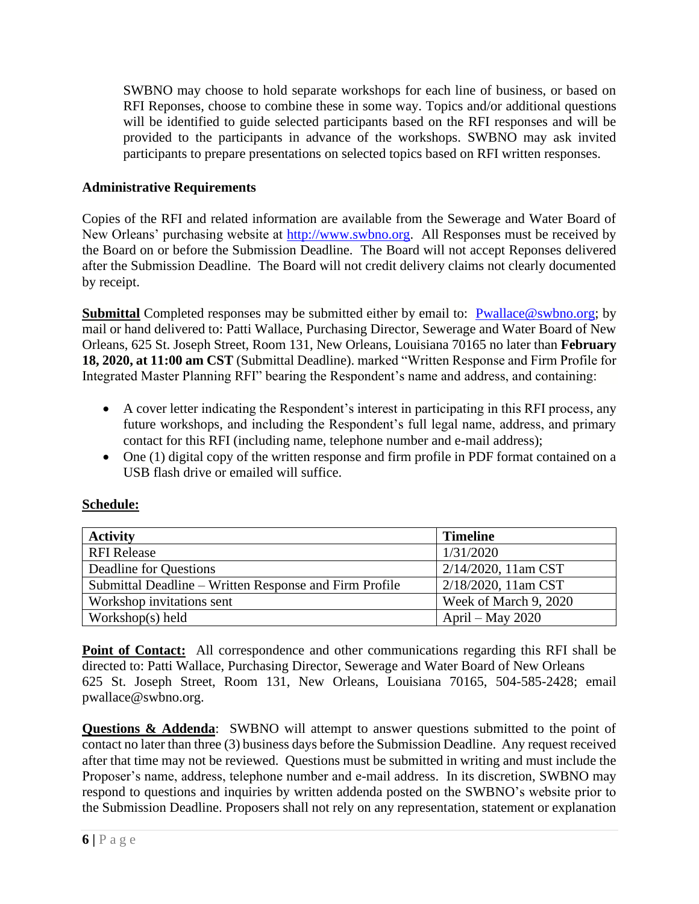SWBNO may choose to hold separate workshops for each line of business, or based on RFI Reponses, choose to combine these in some way. Topics and/or additional questions will be identified to guide selected participants based on the RFI responses and will be provided to the participants in advance of the workshops. SWBNO may ask invited participants to prepare presentations on selected topics based on RFI written responses.

**Administrative Requirements**

Copies of the RFI and related information are available from the Sewerage and Water Board of New Orleans' purchasing website at [http://www.swbno.org](http://www.swbno.org). All Responses must be received by the Board on or before the Submission Deadline. The Board will not accept Reponses delivered after the Submission Deadline. The Board will not credit delivery claims not clearly documented by receipt.

**Submittal** Completed responses may be submitted either by email to: [Pwallace@swbno.org](mailto:Pwallace@swbno.org); by mail or hand delivered to: Patti Wallace, Purchasing Director, Sewerage and Water Board of New Orleans, 625 St. Joseph Street, Room 131, New Orleans, Louisiana 70165 no later than **February 18, 2020, at 11:00 am CST** (Submittal Deadline). marked "Written Response and Firm Profile for Integrated Master Planning RFI" bearing the Respondent's name and address, and containing:

- A cover letter indicating the Respondent's interest in participating in this RFI process, any future workshops, and including the Respondent's full legal name, address, and primary contact for this RFI (including name, telephone number and e-mail address);
- One (1) digital copy of the written response and firm profile in PDF format contained on a USB flash drive or emailed will suffice.

**Schedule:**

| Activity | Timeline |
|---|---|
| RFI Release | 1/31/2020 |
| Deadline for Questions | 2/14/2020, 11am CST |
| Submittal Deadline – Written Response and Firm Profile | 2/18/2020, 11am CST |
| Workshop invitations sent | Week of March 9, 2020 |
| Workshop(s) held | April – May 2020 |

**Point of Contact:** All correspondence and other communications regarding this RFI shall be directed to: Patti Wallace, Purchasing Director, Sewerage and Water Board of New Orleans 625 St. Joseph Street, Room 131, New Orleans, Louisiana 70165, 504-585-2428; email pwallace@swbno.org.

**Questions & Addenda**: SWBNO will attempt to answer questions submitted to the point of contact no later than three (3) business days before the Submission Deadline. Any request received after that time may not be reviewed. Questions must be submitted in writing and must include the Proposer's name, address, telephone number and e-mail address. In its discretion, SWBNO may respond to questions and inquiries by written addenda posted on the SWBNO's website prior to the Submission Deadline. Proposers shall not rely on any representation, statement or explanation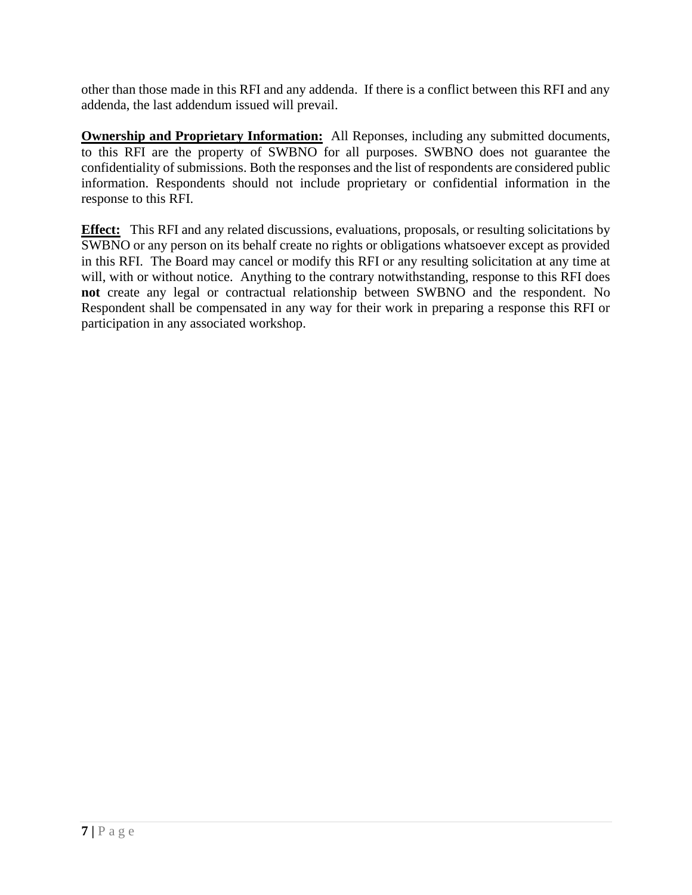other than those made in this RFI and any addenda. If there is a conflict between this RFI and any addenda, the last addendum issued will prevail.

**Ownership and Proprietary Information:** All Reponses, including any submitted documents, to this RFI are the property of SWBNO for all purposes. SWBNO does not guarantee the confidentiality of submissions. Both the responses and the list of respondents are considered public information. Respondents should not include proprietary or confidential information in the response to this RFI.

**Effect:** This RFI and any related discussions, evaluations, proposals, or resulting solicitations by SWBNO or any person on its behalf create no rights or obligations whatsoever except as provided in this RFI. The Board may cancel or modify this RFI or any resulting solicitation at any time at will, with or without notice. Anything to the contrary notwithstanding, response to this RFI does **not** create any legal or contractual relationship between SWBNO and the respondent. No Respondent shall be compensated in any way for their work in preparing a response this RFI or participation in any associated workshop.